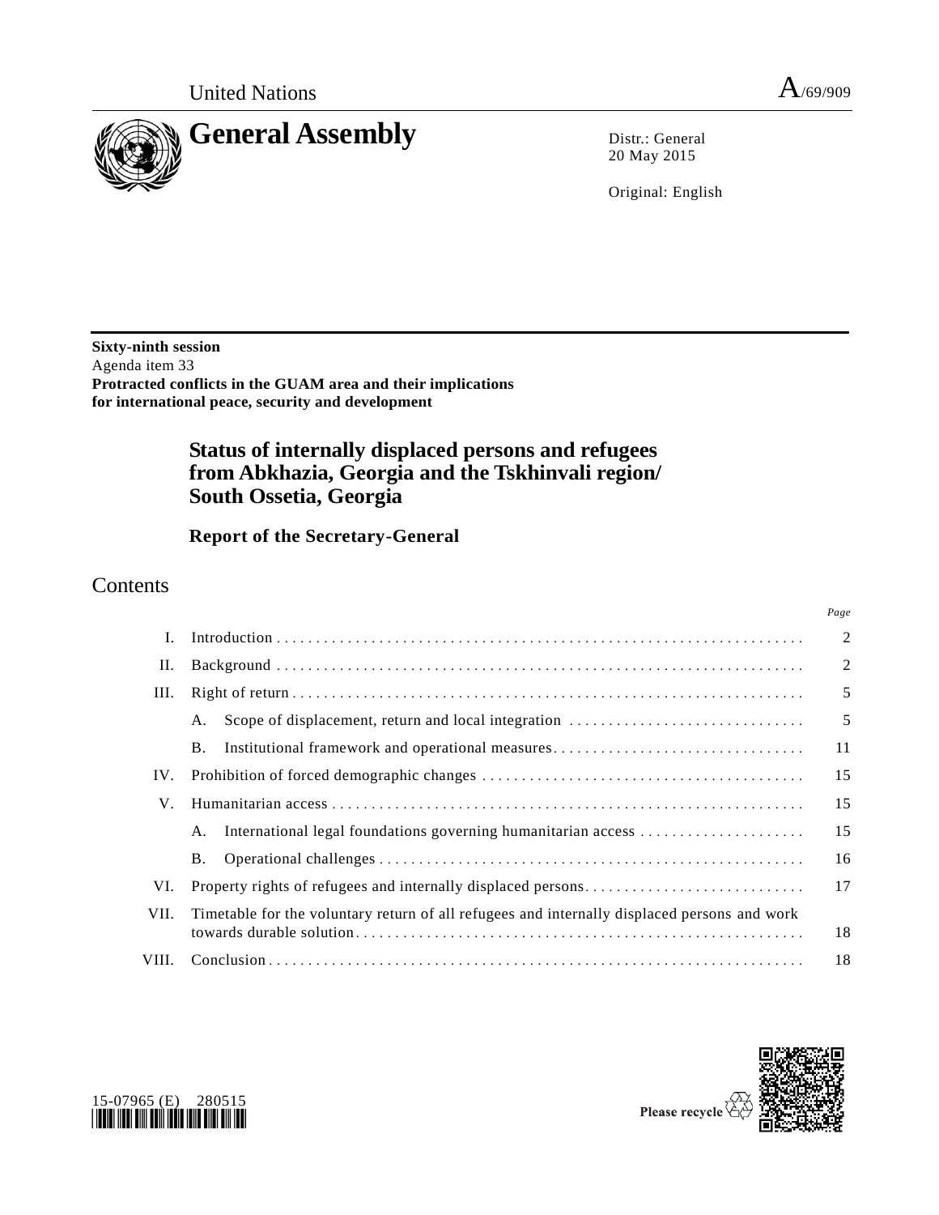United Nations A/69/909

# General Assembly

Distr.: General
20 May 2015

Original: English

**Sixty-ninth session**
Agenda item 33
**Protracted conflicts in the GUAM area and their implications for international peace, security and development**

# Status of internally displaced persons and refugees from Abkhazia, Georgia and the Tskhinvali region/ South Ossetia, Georgia

## Report of the Secretary-General

## Contents

| | | Page |
|---|---|---|
| I. | Introduction | 2 |
| II. | Background | 2 |
| III. | Right of return | 5 |
| | A. Scope of displacement, return and local integration | 5 |
| | B. Institutional framework and operational measures | 11 |
| IV. | Prohibition of forced demographic changes | 15 |
| V. | Humanitarian access | 15 |
| | A. International legal foundations governing humanitarian access | 15 |
| | B. Operational challenges | 16 |
| VI. | Property rights of refugees and internally displaced persons | 17 |
| VII. | Timetable for the voluntary return of all refugees and internally displaced persons and work towards durable solution | 18 |
| VIII. | Conclusion | 18 |

15-07965 (E) 280515

Please recycle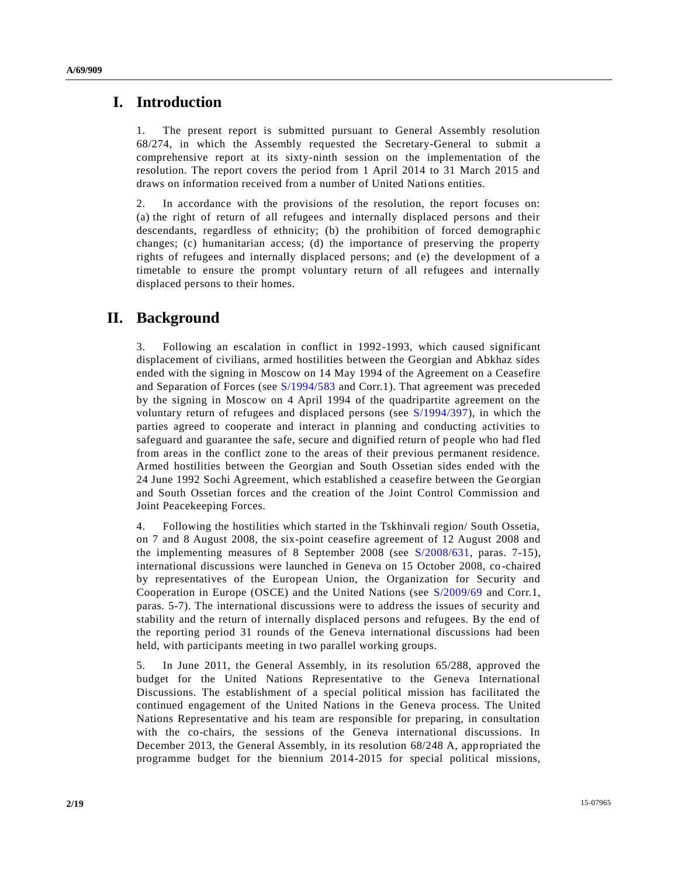# I. Introduction

1. The present report is submitted pursuant to General Assembly resolution 68/274, in which the Assembly requested the Secretary-General to submit a comprehensive report at its sixty-ninth session on the implementation of the resolution. The report covers the period from 1 April 2014 to 31 March 2015 and draws on information received from a number of United Nations entities.

2. In accordance with the provisions of the resolution, the report focuses on: (a) the right of return of all refugees and internally displaced persons and their descendants, regardless of ethnicity; (b) the prohibition of forced demographic changes; (c) humanitarian access; (d) the importance of preserving the property rights of refugees and internally displaced persons; and (e) the development of a timetable to ensure the prompt voluntary return of all refugees and internally displaced persons to their homes.

# II. Background

3. Following an escalation in conflict in 1992-1993, which caused significant displacement of civilians, armed hostilities between the Georgian and Abkhaz sides ended with the signing in Moscow on 14 May 1994 of the Agreement on a Ceasefire and Separation of Forces (see S/1994/583 and Corr.1). That agreement was preceded by the signing in Moscow on 4 April 1994 of the quadripartite agreement on the voluntary return of refugees and displaced persons (see S/1994/397), in which the parties agreed to cooperate and interact in planning and conducting activities to safeguard and guarantee the safe, secure and dignified return of people who had fled from areas in the conflict zone to the areas of their previous permanent residence. Armed hostilities between the Georgian and South Ossetian sides ended with the 24 June 1992 Sochi Agreement, which established a ceasefire between the Georgian and South Ossetian forces and the creation of the Joint Control Commission and Joint Peacekeeping Forces.

4. Following the hostilities which started in the Tskhinvali region/ South Ossetia, on 7 and 8 August 2008, the six-point ceasefire agreement of 12 August 2008 and the implementing measures of 8 September 2008 (see S/2008/631, paras. 7-15), international discussions were launched in Geneva on 15 October 2008, co-chaired by representatives of the European Union, the Organization for Security and Cooperation in Europe (OSCE) and the United Nations (see S/2009/69 and Corr.1, paras. 5-7). The international discussions were to address the issues of security and stability and the return of internally displaced persons and refugees. By the end of the reporting period 31 rounds of the Geneva international discussions had been held, with participants meeting in two parallel working groups.

5. In June 2011, the General Assembly, in its resolution 65/288, approved the budget for the United Nations Representative to the Geneva International Discussions. The establishment of a special political mission has facilitated the continued engagement of the United Nations in the Geneva process. The United Nations Representative and his team are responsible for preparing, in consultation with the co-chairs, the sessions of the Geneva international discussions. In December 2013, the General Assembly, in its resolution 68/248 A, appropriated the programme budget for the biennium 2014-2015 for special political missions,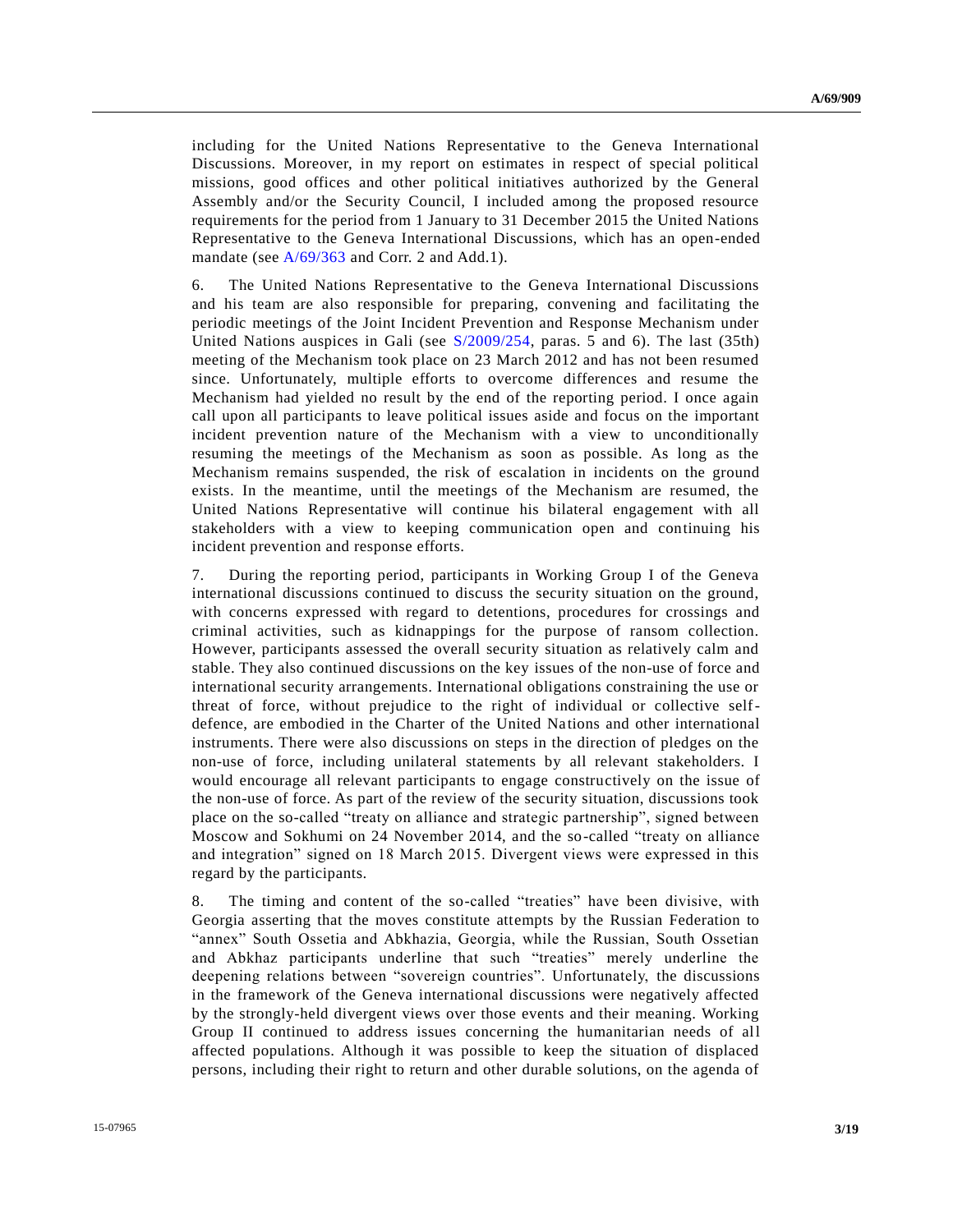including for the United Nations Representative to the Geneva International Discussions. Moreover, in my report on estimates in respect of special political missions, good offices and other political initiatives authorized by the General Assembly and/or the Security Council, I included among the proposed resource requirements for the period from 1 January to 31 December 2015 the United Nations Representative to the Geneva International Discussions, which has an open-ended mandate (see A/69/363 and Corr. 2 and Add.1).

6. The United Nations Representative to the Geneva International Discussions and his team are also responsible for preparing, convening and facilitating the periodic meetings of the Joint Incident Prevention and Response Mechanism under United Nations auspices in Gali (see S/2009/254, paras. 5 and 6). The last (35th) meeting of the Mechanism took place on 23 March 2012 and has not been resumed since. Unfortunately, multiple efforts to overcome differences and resume the Mechanism had yielded no result by the end of the reporting period. I once again call upon all participants to leave political issues aside and focus on the important incident prevention nature of the Mechanism with a view to unconditionally resuming the meetings of the Mechanism as soon as possible. As long as the Mechanism remains suspended, the risk of escalation in incidents on the ground exists. In the meantime, until the meetings of the Mechanism are resumed, the United Nations Representative will continue his bilateral engagement with all stakeholders with a view to keeping communication open and continuing his incident prevention and response efforts.

7. During the reporting period, participants in Working Group I of the Geneva international discussions continued to discuss the security situation on the ground, with concerns expressed with regard to detentions, procedures for crossings and criminal activities, such as kidnappings for the purpose of ransom collection. However, participants assessed the overall security situation as relatively calm and stable. They also continued discussions on the key issues of the non-use of force and international security arrangements. International obligations constraining the use or threat of force, without prejudice to the right of individual or collective self-defence, are embodied in the Charter of the United Nations and other international instruments. There were also discussions on steps in the direction of pledges on the non-use of force, including unilateral statements by all relevant stakeholders. I would encourage all relevant participants to engage constructively on the issue of the non-use of force. As part of the review of the security situation, discussions took place on the so-called "treaty on alliance and strategic partnership", signed between Moscow and Sokhumi on 24 November 2014, and the so-called "treaty on alliance and integration" signed on 18 March 2015. Divergent views were expressed in this regard by the participants.

8. The timing and content of the so-called "treaties" have been divisive, with Georgia asserting that the moves constitute attempts by the Russian Federation to "annex" South Ossetia and Abkhazia, Georgia, while the Russian, South Ossetian and Abkhaz participants underline that such "treaties" merely underline the deepening relations between "sovereign countries". Unfortunately, the discussions in the framework of the Geneva international discussions were negatively affected by the strongly-held divergent views over those events and their meaning. Working Group II continued to address issues concerning the humanitarian needs of all affected populations. Although it was possible to keep the situation of displaced persons, including their right to return and other durable solutions, on the agenda of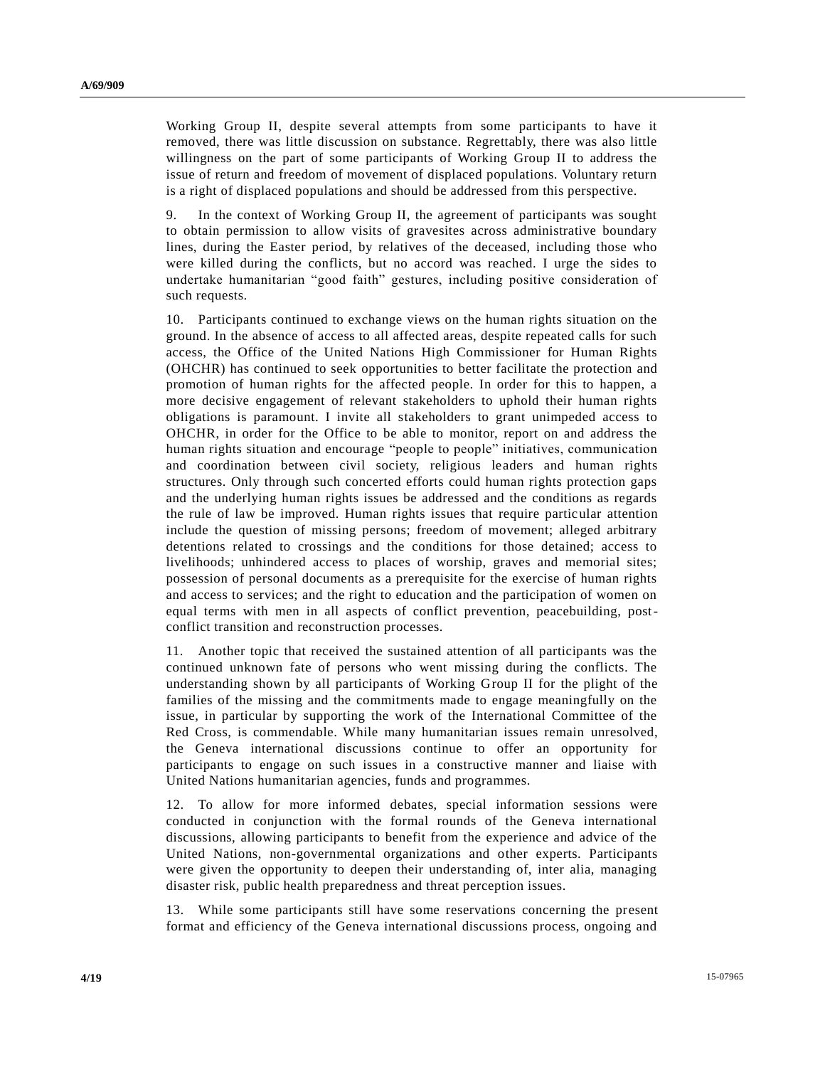Working Group II, despite several attempts from some participants to have it removed, there was little discussion on substance. Regrettably, there was also little willingness on the part of some participants of Working Group II to address the issue of return and freedom of movement of displaced populations. Voluntary return is a right of displaced populations and should be addressed from this perspective.

9. In the context of Working Group II, the agreement of participants was sought to obtain permission to allow visits of gravesites across administrative boundary lines, during the Easter period, by relatives of the deceased, including those who were killed during the conflicts, but no accord was reached. I urge the sides to undertake humanitarian "good faith" gestures, including positive consideration of such requests.

10. Participants continued to exchange views on the human rights situation on the ground. In the absence of access to all affected areas, despite repeated calls for such access, the Office of the United Nations High Commissioner for Human Rights (OHCHR) has continued to seek opportunities to better facilitate the protection and promotion of human rights for the affected people. In order for this to happen, a more decisive engagement of relevant stakeholders to uphold their human rights obligations is paramount. I invite all stakeholders to grant unimpeded access to OHCHR, in order for the Office to be able to monitor, report on and address the human rights situation and encourage "people to people" initiatives, communication and coordination between civil society, religious leaders and human rights structures. Only through such concerted efforts could human rights protection gaps and the underlying human rights issues be addressed and the conditions as regards the rule of law be improved. Human rights issues that require particular attention include the question of missing persons; freedom of movement; alleged arbitrary detentions related to crossings and the conditions for those detained; access to livelihoods; unhindered access to places of worship, graves and memorial sites; possession of personal documents as a prerequisite for the exercise of human rights and access to services; and the right to education and the participation of women on equal terms with men in all aspects of conflict prevention, peacebuilding, post-conflict transition and reconstruction processes.

11. Another topic that received the sustained attention of all participants was the continued unknown fate of persons who went missing during the conflicts. The understanding shown by all participants of Working Group II for the plight of the families of the missing and the commitments made to engage meaningfully on the issue, in particular by supporting the work of the International Committee of the Red Cross, is commendable. While many humanitarian issues remain unresolved, the Geneva international discussions continue to offer an opportunity for participants to engage on such issues in a constructive manner and liaise with United Nations humanitarian agencies, funds and programmes.

12. To allow for more informed debates, special information sessions were conducted in conjunction with the formal rounds of the Geneva international discussions, allowing participants to benefit from the experience and advice of the United Nations, non-governmental organizations and other experts. Participants were given the opportunity to deepen their understanding of, inter alia, managing disaster risk, public health preparedness and threat perception issues.

13. While some participants still have some reservations concerning the present format and efficiency of the Geneva international discussions process, ongoing and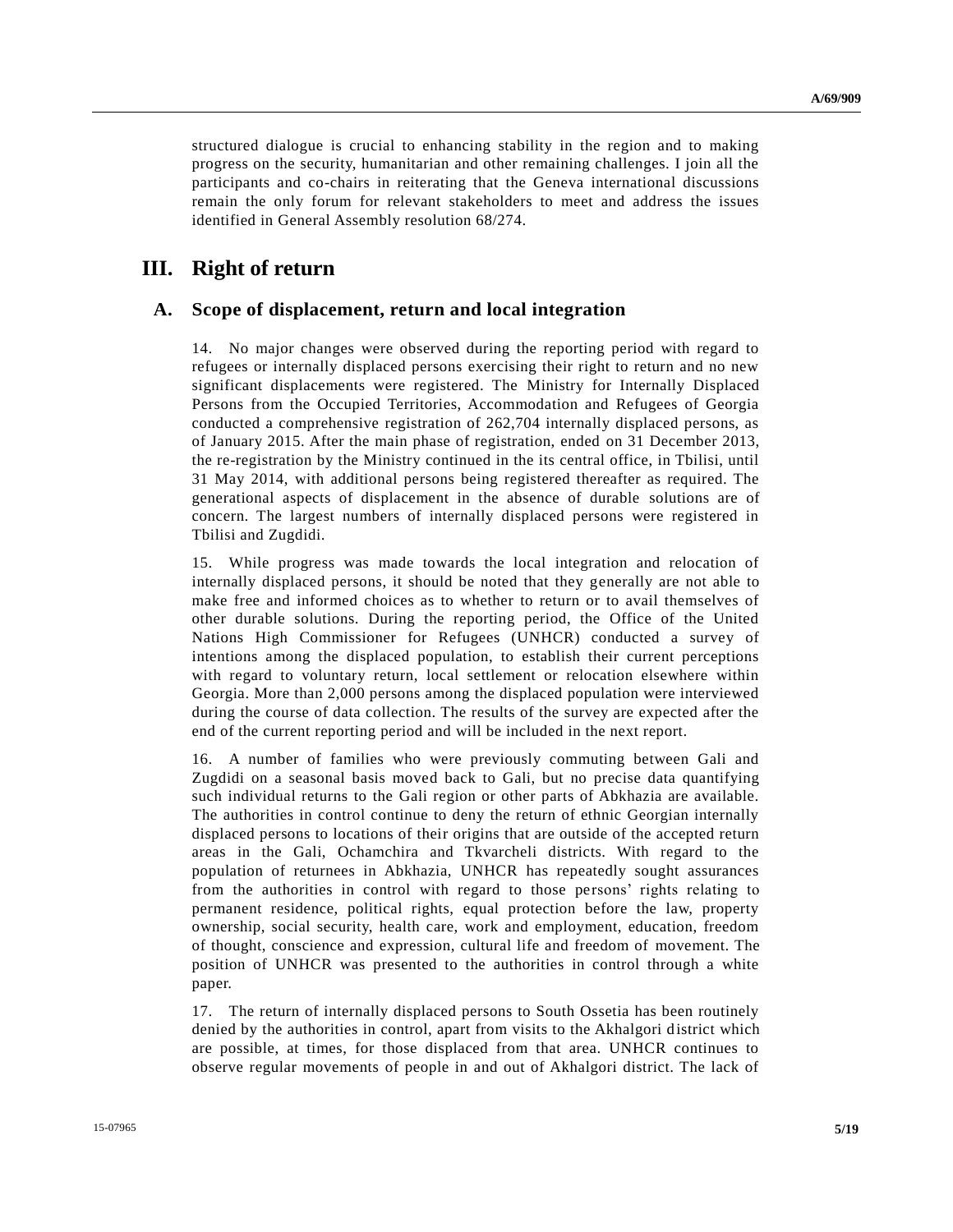structured dialogue is crucial to enhancing stability in the region and to making progress on the security, humanitarian and other remaining challenges. I join all the participants and co-chairs in reiterating that the Geneva international discussions remain the only forum for relevant stakeholders to meet and address the issues identified in General Assembly resolution 68/274.

# III. Right of return

## A. Scope of displacement, return and local integration

14. No major changes were observed during the reporting period with regard to refugees or internally displaced persons exercising their right to return and no new significant displacements were registered. The Ministry for Internally Displaced Persons from the Occupied Territories, Accommodation and Refugees of Georgia conducted a comprehensive registration of 262,704 internally displaced persons, as of January 2015. After the main phase of registration, ended on 31 December 2013, the re-registration by the Ministry continued in the its central office, in Tbilisi, until 31 May 2014, with additional persons being registered thereafter as required. The generational aspects of displacement in the absence of durable solutions are of concern. The largest numbers of internally displaced persons were registered in Tbilisi and Zugdidi.

15. While progress was made towards the local integration and relocation of internally displaced persons, it should be noted that they generally are not able to make free and informed choices as to whether to return or to avail themselves of other durable solutions. During the reporting period, the Office of the United Nations High Commissioner for Refugees (UNHCR) conducted a survey of intentions among the displaced population, to establish their current perceptions with regard to voluntary return, local settlement or relocation elsewhere within Georgia. More than 2,000 persons among the displaced population were interviewed during the course of data collection. The results of the survey are expected after the end of the current reporting period and will be included in the next report.

16. A number of families who were previously commuting between Gali and Zugdidi on a seasonal basis moved back to Gali, but no precise data quantifying such individual returns to the Gali region or other parts of Abkhazia are available. The authorities in control continue to deny the return of ethnic Georgian internally displaced persons to locations of their origins that are outside of the accepted return areas in the Gali, Ochamchira and Tkvarcheli districts. With regard to the population of returnees in Abkhazia, UNHCR has repeatedly sought assurances from the authorities in control with regard to those persons' rights relating to permanent residence, political rights, equal protection before the law, property ownership, social security, health care, work and employment, education, freedom of thought, conscience and expression, cultural life and freedom of movement. The position of UNHCR was presented to the authorities in control through a white paper.

17. The return of internally displaced persons to South Ossetia has been routinely denied by the authorities in control, apart from visits to the Akhalgori district which are possible, at times, for those displaced from that area. UNHCR continues to observe regular movements of people in and out of Akhalgori district. The lack of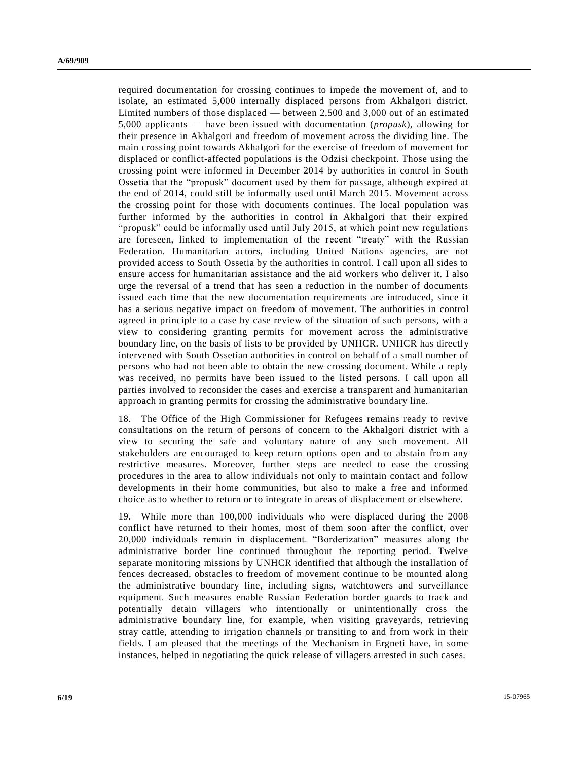required documentation for crossing continues to impede the movement of, and to isolate, an estimated 5,000 internally displaced persons from Akhalgori district. Limited numbers of those displaced — between 2,500 and 3,000 out of an estimated 5,000 applicants — have been issued with documentation (*propusk*), allowing for their presence in Akhalgori and freedom of movement across the dividing line. The main crossing point towards Akhalgori for the exercise of freedom of movement for displaced or conflict-affected populations is the Odzisi checkpoint. Those using the crossing point were informed in December 2014 by authorities in control in South Ossetia that the "propusk" document used by them for passage, although expired at the end of 2014, could still be informally used until March 2015. Movement across the crossing point for those with documents continues. The local population was further informed by the authorities in control in Akhalgori that their expired "propusk" could be informally used until July 2015, at which point new regulations are foreseen, linked to implementation of the recent "treaty" with the Russian Federation. Humanitarian actors, including United Nations agencies, are not provided access to South Ossetia by the authorities in control. I call upon all sides to ensure access for humanitarian assistance and the aid workers who deliver it. I also urge the reversal of a trend that has seen a reduction in the number of documents issued each time that the new documentation requirements are introduced, since it has a serious negative impact on freedom of movement. The authorities in control agreed in principle to a case by case review of the situation of such persons, with a view to considering granting permits for movement across the administrative boundary line, on the basis of lists to be provided by UNHCR. UNHCR has directly intervened with South Ossetian authorities in control on behalf of a small number of persons who had not been able to obtain the new crossing document. While a reply was received, no permits have been issued to the listed persons. I call upon all parties involved to reconsider the cases and exercise a transparent and humanitarian approach in granting permits for crossing the administrative boundary line.

18. The Office of the High Commissioner for Refugees remains ready to revive consultations on the return of persons of concern to the Akhalgori district with a view to securing the safe and voluntary nature of any such movement. All stakeholders are encouraged to keep return options open and to abstain from any restrictive measures. Moreover, further steps are needed to ease the crossing procedures in the area to allow individuals not only to maintain contact and follow developments in their home communities, but also to make a free and informed choice as to whether to return or to integrate in areas of displacement or elsewhere.

19. While more than 100,000 individuals who were displaced during the 2008 conflict have returned to their homes, most of them soon after the conflict, over 20,000 individuals remain in displacement. "Borderization" measures along the administrative border line continued throughout the reporting period. Twelve separate monitoring missions by UNHCR identified that although the installation of fences decreased, obstacles to freedom of movement continue to be mounted along the administrative boundary line, including signs, watchtowers and surveillance equipment. Such measures enable Russian Federation border guards to track and potentially detain villagers who intentionally or unintentionally cross the administrative boundary line, for example, when visiting graveyards, retrieving stray cattle, attending to irrigation channels or transiting to and from work in their fields. I am pleased that the meetings of the Mechanism in Ergneti have, in some instances, helped in negotiating the quick release of villagers arrested in such cases.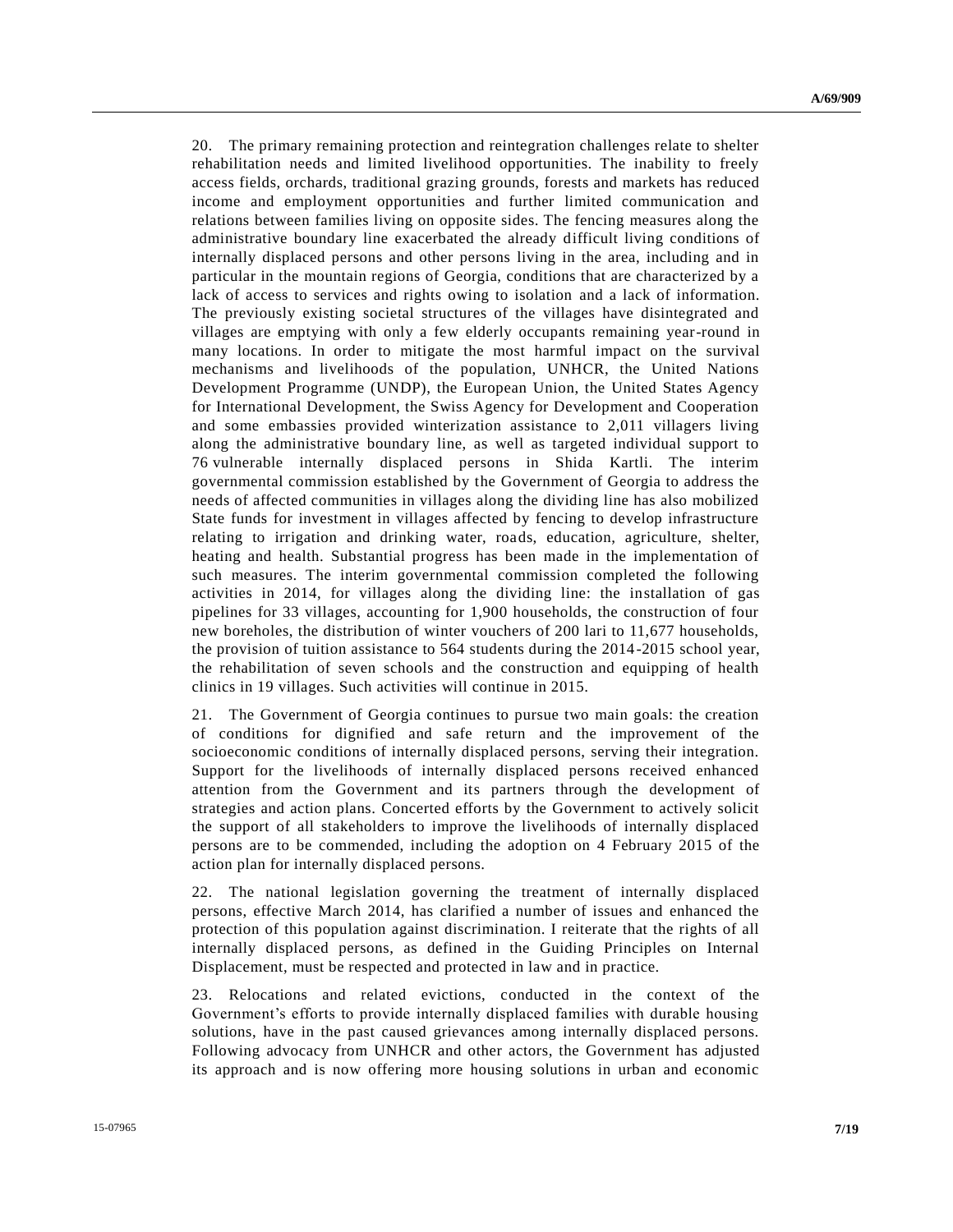20. The primary remaining protection and reintegration challenges relate to shelter rehabilitation needs and limited livelihood opportunities. The inability to freely access fields, orchards, traditional grazing grounds, forests and markets has reduced income and employment opportunities and further limited communication and relations between families living on opposite sides. The fencing measures along the administrative boundary line exacerbated the already difficult living conditions of internally displaced persons and other persons living in the area, including and in particular in the mountain regions of Georgia, conditions that are characterized by a lack of access to services and rights owing to isolation and a lack of information. The previously existing societal structures of the villages have disintegrated and villages are emptying with only a few elderly occupants remaining year-round in many locations. In order to mitigate the most harmful impact on the survival mechanisms and livelihoods of the population, UNHCR, the United Nations Development Programme (UNDP), the European Union, the United States Agency for International Development, the Swiss Agency for Development and Cooperation and some embassies provided winterization assistance to 2,011 villagers living along the administrative boundary line, as well as targeted individual support to 76 vulnerable internally displaced persons in Shida Kartli. The interim governmental commission established by the Government of Georgia to address the needs of affected communities in villages along the dividing line has also mobilized State funds for investment in villages affected by fencing to develop infrastructure relating to irrigation and drinking water, roads, education, agriculture, shelter, heating and health. Substantial progress has been made in the implementation of such measures. The interim governmental commission completed the following activities in 2014, for villages along the dividing line: the installation of gas pipelines for 33 villages, accounting for 1,900 households, the construction of four new boreholes, the distribution of winter vouchers of 200 lari to 11,677 households, the provision of tuition assistance to 564 students during the 2014-2015 school year, the rehabilitation of seven schools and the construction and equipping of health clinics in 19 villages. Such activities will continue in 2015.

21. The Government of Georgia continues to pursue two main goals: the creation of conditions for dignified and safe return and the improvement of the socioeconomic conditions of internally displaced persons, serving their integration. Support for the livelihoods of internally displaced persons received enhanced attention from the Government and its partners through the development of strategies and action plans. Concerted efforts by the Government to actively solicit the support of all stakeholders to improve the livelihoods of internally displaced persons are to be commended, including the adoption on 4 February 2015 of the action plan for internally displaced persons.

22. The national legislation governing the treatment of internally displaced persons, effective March 2014, has clarified a number of issues and enhanced the protection of this population against discrimination. I reiterate that the rights of all internally displaced persons, as defined in the Guiding Principles on Internal Displacement, must be respected and protected in law and in practice.

23. Relocations and related evictions, conducted in the context of the Government's efforts to provide internally displaced families with durable housing solutions, have in the past caused grievances among internally displaced persons. Following advocacy from UNHCR and other actors, the Government has adjusted its approach and is now offering more housing solutions in urban and economic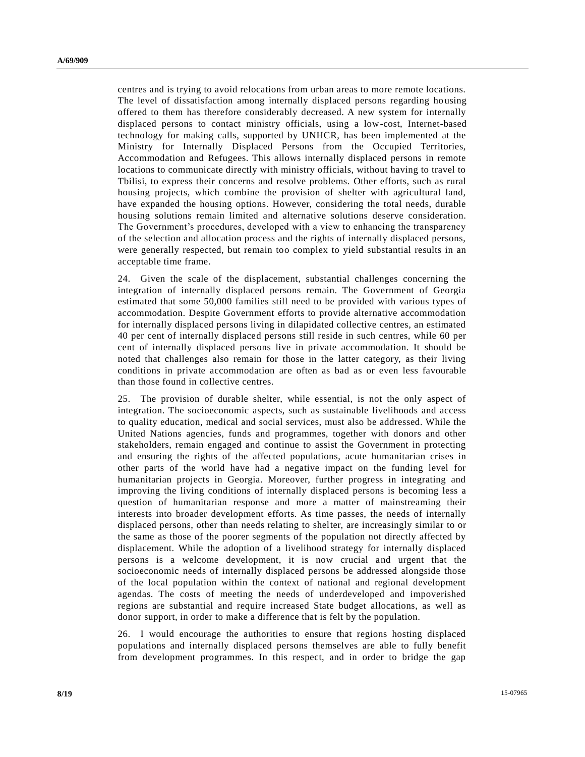centres and is trying to avoid relocations from urban areas to more remote locations. The level of dissatisfaction among internally displaced persons regarding housing offered to them has therefore considerably decreased. A new system for internally displaced persons to contact ministry officials, using a low-cost, Internet-based technology for making calls, supported by UNHCR, has been implemented at the Ministry for Internally Displaced Persons from the Occupied Territories, Accommodation and Refugees. This allows internally displaced persons in remote locations to communicate directly with ministry officials, without having to travel to Tbilisi, to express their concerns and resolve problems. Other efforts, such as rural housing projects, which combine the provision of shelter with agricultural land, have expanded the housing options. However, considering the total needs, durable housing solutions remain limited and alternative solutions deserve consideration. The Government's procedures, developed with a view to enhancing the transparency of the selection and allocation process and the rights of internally displaced persons, were generally respected, but remain too complex to yield substantial results in an acceptable time frame.

24. Given the scale of the displacement, substantial challenges concerning the integration of internally displaced persons remain. The Government of Georgia estimated that some 50,000 families still need to be provided with various types of accommodation. Despite Government efforts to provide alternative accommodation for internally displaced persons living in dilapidated collective centres, an estimated 40 per cent of internally displaced persons still reside in such centres, while 60 per cent of internally displaced persons live in private accommodation. It should be noted that challenges also remain for those in the latter category, as their living conditions in private accommodation are often as bad as or even less favourable than those found in collective centres.

25. The provision of durable shelter, while essential, is not the only aspect of integration. The socioeconomic aspects, such as sustainable livelihoods and access to quality education, medical and social services, must also be addressed. While the United Nations agencies, funds and programmes, together with donors and other stakeholders, remain engaged and continue to assist the Government in protecting and ensuring the rights of the affected populations, acute humanitarian crises in other parts of the world have had a negative impact on the funding level for humanitarian projects in Georgia. Moreover, further progress in integrating and improving the living conditions of internally displaced persons is becoming less a question of humanitarian response and more a matter of mainstreaming their interests into broader development efforts. As time passes, the needs of internally displaced persons, other than needs relating to shelter, are increasingly similar to or the same as those of the poorer segments of the population not directly affected by displacement. While the adoption of a livelihood strategy for internally displaced persons is a welcome development, it is now crucial and urgent that the socioeconomic needs of internally displaced persons be addressed alongside those of the local population within the context of national and regional development agendas. The costs of meeting the needs of underdeveloped and impoverished regions are substantial and require increased State budget allocations, as well as donor support, in order to make a difference that is felt by the population.

26. I would encourage the authorities to ensure that regions hosting displaced populations and internally displaced persons themselves are able to fully benefit from development programmes. In this respect, and in order to bridge the gap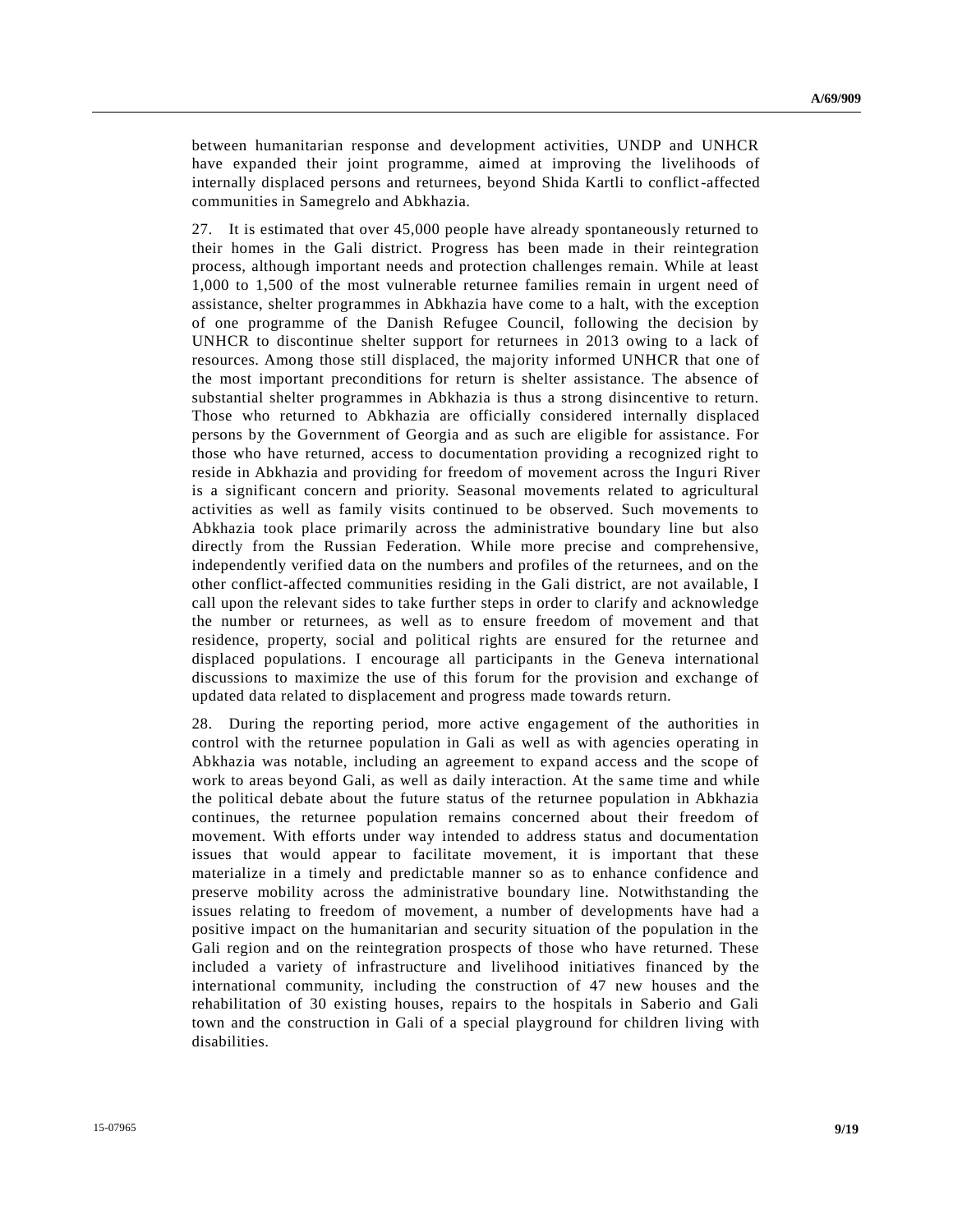between humanitarian response and development activities, UNDP and UNHCR have expanded their joint programme, aimed at improving the livelihoods of internally displaced persons and returnees, beyond Shida Kartli to conflict-affected communities in Samegrelo and Abkhazia.

27. It is estimated that over 45,000 people have already spontaneously returned to their homes in the Gali district. Progress has been made in their reintegration process, although important needs and protection challenges remain. While at least 1,000 to 1,500 of the most vulnerable returnee families remain in urgent need of assistance, shelter programmes in Abkhazia have come to a halt, with the exception of one programme of the Danish Refugee Council, following the decision by UNHCR to discontinue shelter support for returnees in 2013 owing to a lack of resources. Among those still displaced, the majority informed UNHCR that one of the most important preconditions for return is shelter assistance. The absence of substantial shelter programmes in Abkhazia is thus a strong disincentive to return. Those who returned to Abkhazia are officially considered internally displaced persons by the Government of Georgia and as such are eligible for assistance. For those who have returned, access to documentation providing a recognized right to reside in Abkhazia and providing for freedom of movement across the Inguri River is a significant concern and priority. Seasonal movements related to agricultural activities as well as family visits continued to be observed. Such movements to Abkhazia took place primarily across the administrative boundary line but also directly from the Russian Federation. While more precise and comprehensive, independently verified data on the numbers and profiles of the returnees, and on the other conflict-affected communities residing in the Gali district, are not available, I call upon the relevant sides to take further steps in order to clarify and acknowledge the number or returnees, as well as to ensure freedom of movement and that residence, property, social and political rights are ensured for the returnee and displaced populations. I encourage all participants in the Geneva international discussions to maximize the use of this forum for the provision and exchange of updated data related to displacement and progress made towards return.

28. During the reporting period, more active engagement of the authorities in control with the returnee population in Gali as well as with agencies operating in Abkhazia was notable, including an agreement to expand access and the scope of work to areas beyond Gali, as well as daily interaction. At the same time and while the political debate about the future status of the returnee population in Abkhazia continues, the returnee population remains concerned about their freedom of movement. With efforts under way intended to address status and documentation issues that would appear to facilitate movement, it is important that these materialize in a timely and predictable manner so as to enhance confidence and preserve mobility across the administrative boundary line. Notwithstanding the issues relating to freedom of movement, a number of developments have had a positive impact on the humanitarian and security situation of the population in the Gali region and on the reintegration prospects of those who have returned. These included a variety of infrastructure and livelihood initiatives financed by the international community, including the construction of 47 new houses and the rehabilitation of 30 existing houses, repairs to the hospitals in Saberio and Gali town and the construction in Gali of a special playground for children living with disabilities.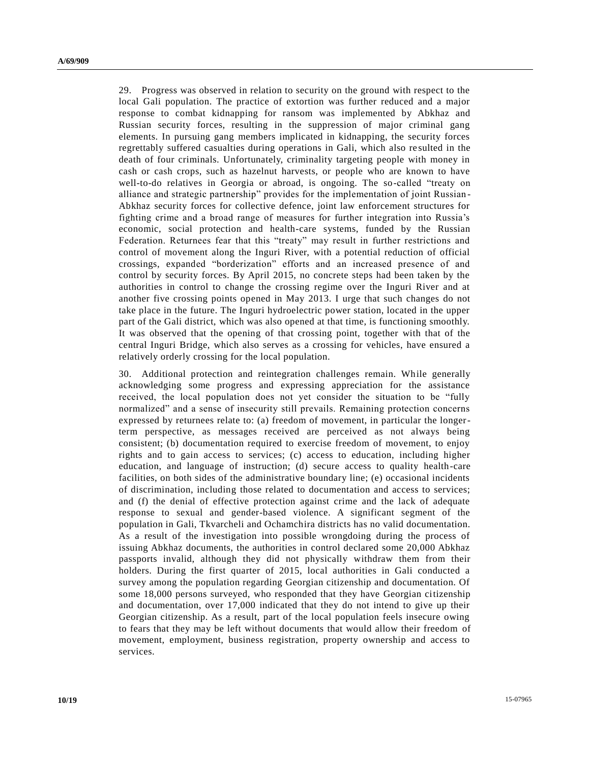29. Progress was observed in relation to security on the ground with respect to the local Gali population. The practice of extortion was further reduced and a major response to combat kidnapping for ransom was implemented by Abkhaz and Russian security forces, resulting in the suppression of major criminal gang elements. In pursuing gang members implicated in kidnapping, the security forces regrettably suffered casualties during operations in Gali, which also resulted in the death of four criminals. Unfortunately, criminality targeting people with money in cash or cash crops, such as hazelnut harvests, or people who are known to have well-to-do relatives in Georgia or abroad, is ongoing. The so-called "treaty on alliance and strategic partnership" provides for the implementation of joint Russian-Abkhaz security forces for collective defence, joint law enforcement structures for fighting crime and a broad range of measures for further integration into Russia's economic, social protection and health-care systems, funded by the Russian Federation. Returnees fear that this "treaty" may result in further restrictions and control of movement along the Inguri River, with a potential reduction of official crossings, expanded "borderization" efforts and an increased presence of and control by security forces. By April 2015, no concrete steps had been taken by the authorities in control to change the crossing regime over the Inguri River and at another five crossing points opened in May 2013. I urge that such changes do not take place in the future. The Inguri hydroelectric power station, located in the upper part of the Gali district, which was also opened at that time, is functioning smoothly. It was observed that the opening of that crossing point, together with that of the central Inguri Bridge, which also serves as a crossing for vehicles, have ensured a relatively orderly crossing for the local population.

30. Additional protection and reintegration challenges remain. While generally acknowledging some progress and expressing appreciation for the assistance received, the local population does not yet consider the situation to be "fully normalized" and a sense of insecurity still prevails. Remaining protection concerns expressed by returnees relate to: (a) freedom of movement, in particular the longer-term perspective, as messages received are perceived as not always being consistent; (b) documentation required to exercise freedom of movement, to enjoy rights and to gain access to services; (c) access to education, including higher education, and language of instruction; (d) secure access to quality health-care facilities, on both sides of the administrative boundary line; (e) occasional incidents of discrimination, including those related to documentation and access to services; and (f) the denial of effective protection against crime and the lack of adequate response to sexual and gender-based violence. A significant segment of the population in Gali, Tkvarcheli and Ochamchira districts has no valid documentation. As a result of the investigation into possible wrongdoing during the process of issuing Abkhaz documents, the authorities in control declared some 20,000 Abkhaz passports invalid, although they did not physically withdraw them from their holders. During the first quarter of 2015, local authorities in Gali conducted a survey among the population regarding Georgian citizenship and documentation. Of some 18,000 persons surveyed, who responded that they have Georgian citizenship and documentation, over 17,000 indicated that they do not intend to give up their Georgian citizenship. As a result, part of the local population feels insecure owing to fears that they may be left without documents that would allow their freedom of movement, employment, business registration, property ownership and access to services.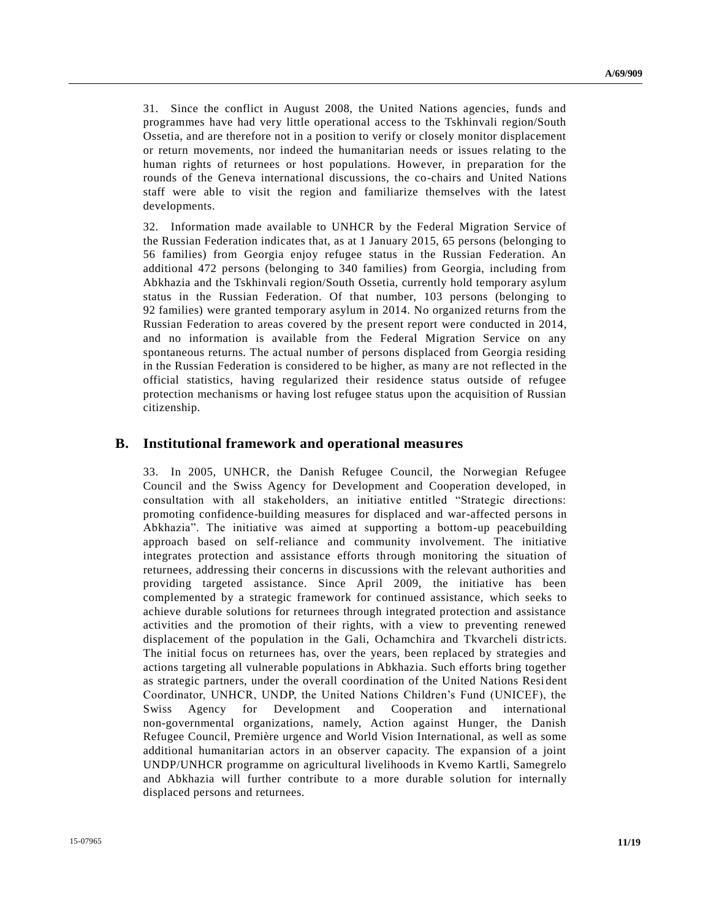31. Since the conflict in August 2008, the United Nations agencies, funds and programmes have had very little operational access to the Tskhinvali region/South Ossetia, and are therefore not in a position to verify or closely monitor displacement or return movements, nor indeed the humanitarian needs or issues relating to the human rights of returnees or host populations. However, in preparation for the rounds of the Geneva international discussions, the co-chairs and United Nations staff were able to visit the region and familiarize themselves with the latest developments.

32. Information made available to UNHCR by the Federal Migration Service of the Russian Federation indicates that, as at 1 January 2015, 65 persons (belonging to 56 families) from Georgia enjoy refugee status in the Russian Federation. An additional 472 persons (belonging to 340 families) from Georgia, including from Abkhazia and the Tskhinvali region/South Ossetia, currently hold temporary asylum status in the Russian Federation. Of that number, 103 persons (belonging to 92 families) were granted temporary asylum in 2014. No organized returns from the Russian Federation to areas covered by the present report were conducted in 2014, and no information is available from the Federal Migration Service on any spontaneous returns. The actual number of persons displaced from Georgia residing in the Russian Federation is considered to be higher, as many are not reflected in the official statistics, having regularized their residence status outside of refugee protection mechanisms or having lost refugee status upon the acquisition of Russian citizenship.

## B. Institutional framework and operational measures

33. In 2005, UNHCR, the Danish Refugee Council, the Norwegian Refugee Council and the Swiss Agency for Development and Cooperation developed, in consultation with all stakeholders, an initiative entitled "Strategic directions: promoting confidence-building measures for displaced and war-affected persons in Abkhazia". The initiative was aimed at supporting a bottom-up peacebuilding approach based on self-reliance and community involvement. The initiative integrates protection and assistance efforts through monitoring the situation of returnees, addressing their concerns in discussions with the relevant authorities and providing targeted assistance. Since April 2009, the initiative has been complemented by a strategic framework for continued assistance, which seeks to achieve durable solutions for returnees through integrated protection and assistance activities and the promotion of their rights, with a view to preventing renewed displacement of the population in the Gali, Ochamchira and Tkvarcheli districts. The initial focus on returnees has, over the years, been replaced by strategies and actions targeting all vulnerable populations in Abkhazia. Such efforts bring together as strategic partners, under the overall coordination of the United Nations Resident Coordinator, UNHCR, UNDP, the United Nations Children's Fund (UNICEF), the Swiss Agency for Development and Cooperation and international non-governmental organizations, namely, Action against Hunger, the Danish Refugee Council, Première urgence and World Vision International, as well as some additional humanitarian actors in an observer capacity. The expansion of a joint UNDP/UNHCR programme on agricultural livelihoods in Kvemo Kartli, Samegrelo and Abkhazia will further contribute to a more durable solution for internally displaced persons and returnees.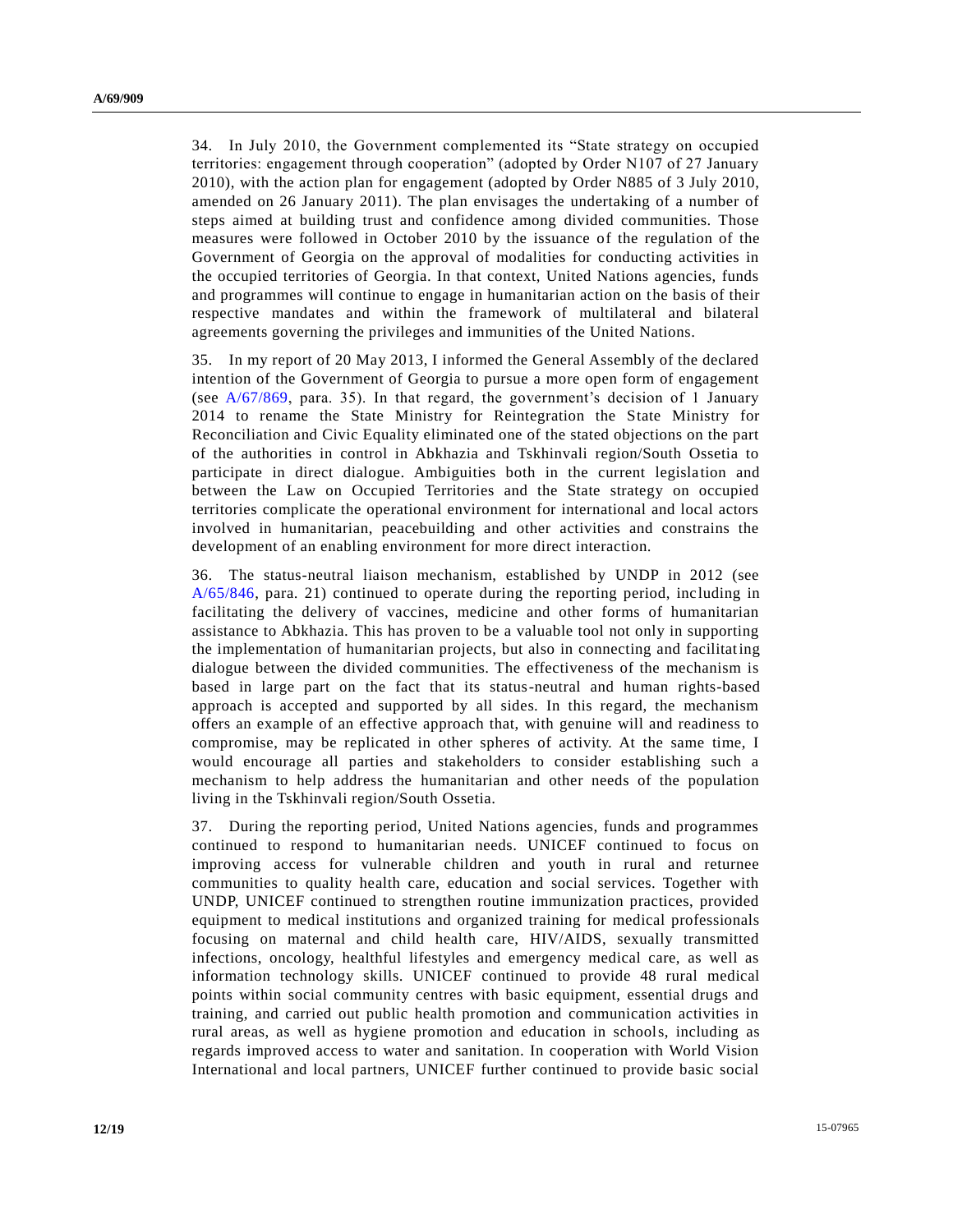34. In July 2010, the Government complemented its "State strategy on occupied territories: engagement through cooperation" (adopted by Order N107 of 27 January 2010), with the action plan for engagement (adopted by Order N885 of 3 July 2010, amended on 26 January 2011). The plan envisages the undertaking of a number of steps aimed at building trust and confidence among divided communities. Those measures were followed in October 2010 by the issuance of the regulation of the Government of Georgia on the approval of modalities for conducting activities in the occupied territories of Georgia. In that context, United Nations agencies, funds and programmes will continue to engage in humanitarian action on the basis of their respective mandates and within the framework of multilateral and bilateral agreements governing the privileges and immunities of the United Nations.

35. In my report of 20 May 2013, I informed the General Assembly of the declared intention of the Government of Georgia to pursue a more open form of engagement (see A/67/869, para. 35). In that regard, the government's decision of 1 January 2014 to rename the State Ministry for Reintegration the State Ministry for Reconciliation and Civic Equality eliminated one of the stated objections on the part of the authorities in control in Abkhazia and Tskhinvali region/South Ossetia to participate in direct dialogue. Ambiguities both in the current legislation and between the Law on Occupied Territories and the State strategy on occupied territories complicate the operational environment for international and local actors involved in humanitarian, peacebuilding and other activities and constrains the development of an enabling environment for more direct interaction.

36. The status-neutral liaison mechanism, established by UNDP in 2012 (see A/65/846, para. 21) continued to operate during the reporting period, including in facilitating the delivery of vaccines, medicine and other forms of humanitarian assistance to Abkhazia. This has proven to be a valuable tool not only in supporting the implementation of humanitarian projects, but also in connecting and facilitating dialogue between the divided communities. The effectiveness of the mechanism is based in large part on the fact that its status-neutral and human rights-based approach is accepted and supported by all sides. In this regard, the mechanism offers an example of an effective approach that, with genuine will and readiness to compromise, may be replicated in other spheres of activity. At the same time, I would encourage all parties and stakeholders to consider establishing such a mechanism to help address the humanitarian and other needs of the population living in the Tskhinvali region/South Ossetia.

37. During the reporting period, United Nations agencies, funds and programmes continued to respond to humanitarian needs. UNICEF continued to focus on improving access for vulnerable children and youth in rural and returnee communities to quality health care, education and social services. Together with UNDP, UNICEF continued to strengthen routine immunization practices, provided equipment to medical institutions and organized training for medical professionals focusing on maternal and child health care, HIV/AIDS, sexually transmitted infections, oncology, healthful lifestyles and emergency medical care, as well as information technology skills. UNICEF continued to provide 48 rural medical points within social community centres with basic equipment, essential drugs and training, and carried out public health promotion and communication activities in rural areas, as well as hygiene promotion and education in schools, including as regards improved access to water and sanitation. In cooperation with World Vision International and local partners, UNICEF further continued to provide basic social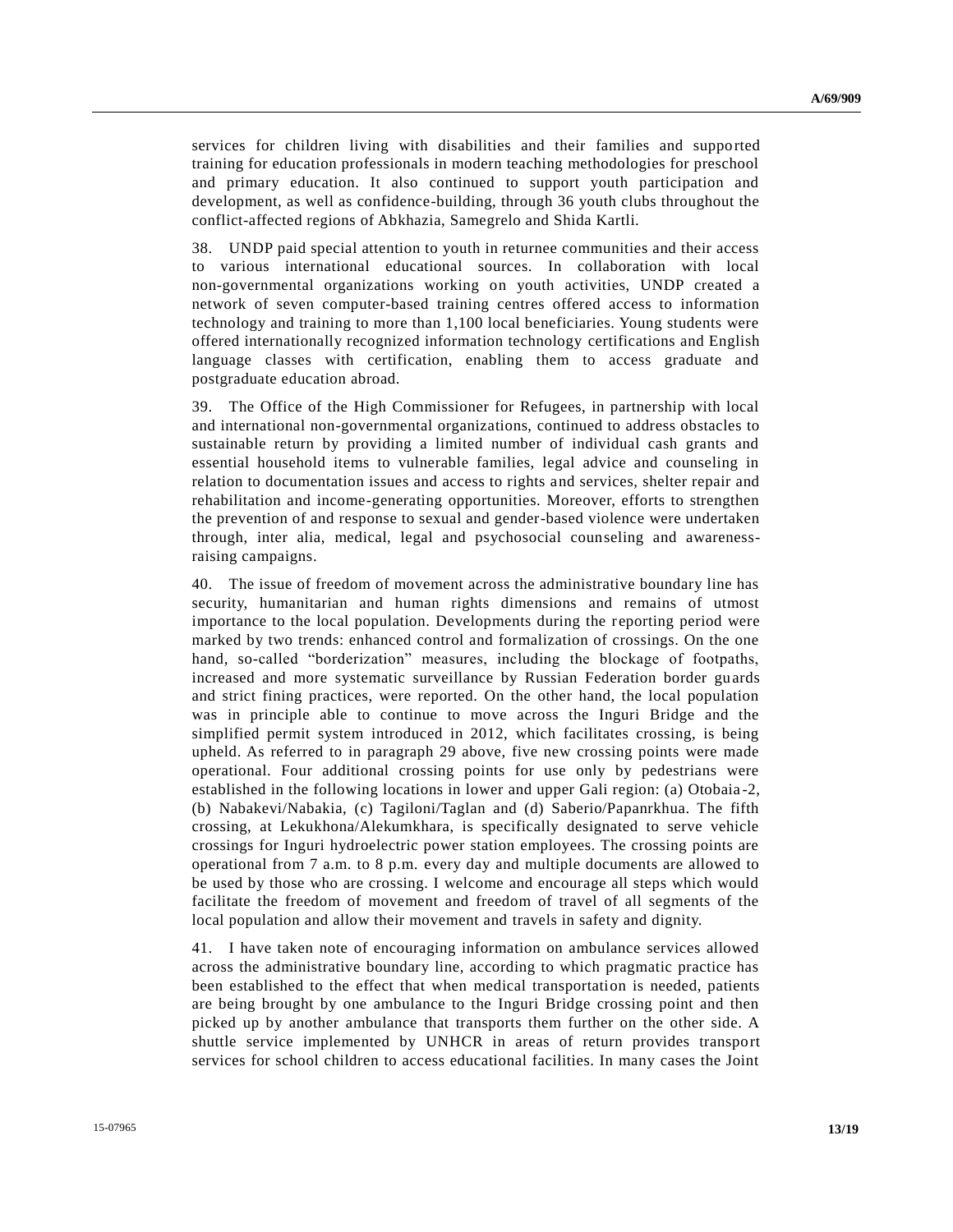services for children living with disabilities and their families and supported training for education professionals in modern teaching methodologies for preschool and primary education. It also continued to support youth participation and development, as well as confidence-building, through 36 youth clubs throughout the conflict-affected regions of Abkhazia, Samegrelo and Shida Kartli.

38. UNDP paid special attention to youth in returnee communities and their access to various international educational sources. In collaboration with local non-governmental organizations working on youth activities, UNDP created a network of seven computer-based training centres offered access to information technology and training to more than 1,100 local beneficiaries. Young students were offered internationally recognized information technology certifications and English language classes with certification, enabling them to access graduate and postgraduate education abroad.

39. The Office of the High Commissioner for Refugees, in partnership with local and international non-governmental organizations, continued to address obstacles to sustainable return by providing a limited number of individual cash grants and essential household items to vulnerable families, legal advice and counseling in relation to documentation issues and access to rights and services, shelter repair and rehabilitation and income-generating opportunities. Moreover, efforts to strengthen the prevention of and response to sexual and gender-based violence were undertaken through, inter alia, medical, legal and psychosocial counseling and awareness-raising campaigns.

40. The issue of freedom of movement across the administrative boundary line has security, humanitarian and human rights dimensions and remains of utmost importance to the local population. Developments during the reporting period were marked by two trends: enhanced control and formalization of crossings. On the one hand, so-called "borderization" measures, including the blockage of footpaths, increased and more systematic surveillance by Russian Federation border guards and strict fining practices, were reported. On the other hand, the local population was in principle able to continue to move across the Inguri Bridge and the simplified permit system introduced in 2012, which facilitates crossing, is being upheld. As referred to in paragraph 29 above, five new crossing points were made operational. Four additional crossing points for use only by pedestrians were established in the following locations in lower and upper Gali region: (a) Otobaia-2, (b) Nabakevi/Nabakia, (c) Tagiloni/Taglan and (d) Saberio/Papanrkhua. The fifth crossing, at Lekukhona/Alekumkhara, is specifically designated to serve vehicle crossings for Inguri hydroelectric power station employees. The crossing points are operational from 7 a.m. to 8 p.m. every day and multiple documents are allowed to be used by those who are crossing. I welcome and encourage all steps which would facilitate the freedom of movement and freedom of travel of all segments of the local population and allow their movement and travels in safety and dignity.

41. I have taken note of encouraging information on ambulance services allowed across the administrative boundary line, according to which pragmatic practice has been established to the effect that when medical transportation is needed, patients are being brought by one ambulance to the Inguri Bridge crossing point and then picked up by another ambulance that transports them further on the other side. A shuttle service implemented by UNHCR in areas of return provides transport services for school children to access educational facilities. In many cases the Joint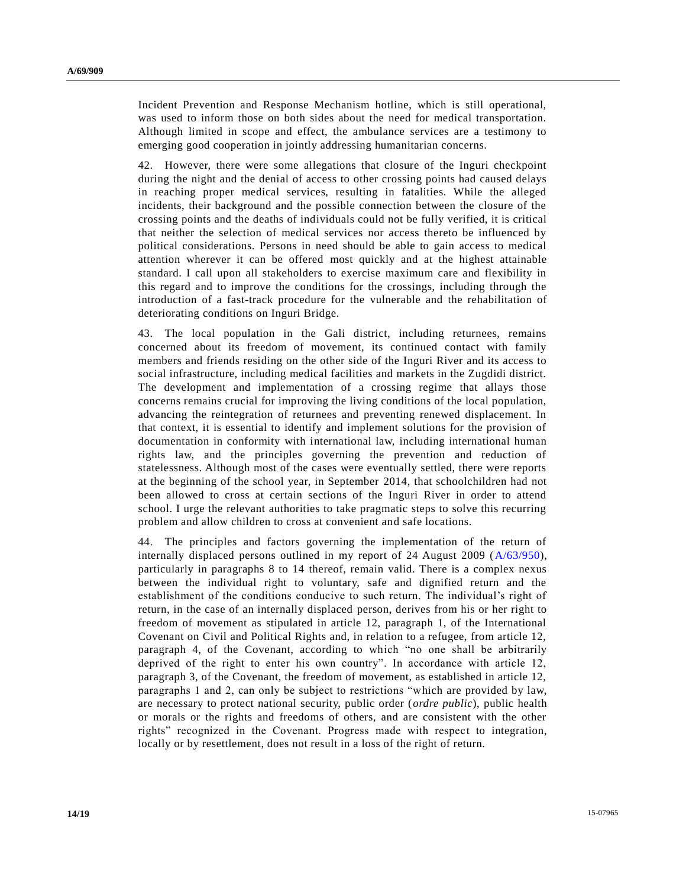Incident Prevention and Response Mechanism hotline, which is still operational, was used to inform those on both sides about the need for medical transportation. Although limited in scope and effect, the ambulance services are a testimony to emerging good cooperation in jointly addressing humanitarian concerns.

42. However, there were some allegations that closure of the Inguri checkpoint during the night and the denial of access to other crossing points had caused delays in reaching proper medical services, resulting in fatalities. While the alleged incidents, their background and the possible connection between the closure of the crossing points and the deaths of individuals could not be fully verified, it is critical that neither the selection of medical services nor access thereto be influenced by political considerations. Persons in need should be able to gain access to medical attention wherever it can be offered most quickly and at the highest attainable standard. I call upon all stakeholders to exercise maximum care and flexibility in this regard and to improve the conditions for the crossings, including through the introduction of a fast-track procedure for the vulnerable and the rehabilitation of deteriorating conditions on Inguri Bridge.

43. The local population in the Gali district, including returnees, remains concerned about its freedom of movement, its continued contact with family members and friends residing on the other side of the Inguri River and its access to social infrastructure, including medical facilities and markets in the Zugdidi district. The development and implementation of a crossing regime that allays those concerns remains crucial for improving the living conditions of the local population, advancing the reintegration of returnees and preventing renewed displacement. In that context, it is essential to identify and implement solutions for the provision of documentation in conformity with international law, including international human rights law, and the principles governing the prevention and reduction of statelessness. Although most of the cases were eventually settled, there were reports at the beginning of the school year, in September 2014, that schoolchildren had not been allowed to cross at certain sections of the Inguri River in order to attend school. I urge the relevant authorities to take pragmatic steps to solve this recurring problem and allow children to cross at convenient and safe locations.

44. The principles and factors governing the implementation of the return of internally displaced persons outlined in my report of 24 August 2009 (A/63/950), particularly in paragraphs 8 to 14 thereof, remain valid. There is a complex nexus between the individual right to voluntary, safe and dignified return and the establishment of the conditions conducive to such return. The individual's right of return, in the case of an internally displaced person, derives from his or her right to freedom of movement as stipulated in article 12, paragraph 1, of the International Covenant on Civil and Political Rights and, in relation to a refugee, from article 12, paragraph 4, of the Covenant, according to which "no one shall be arbitrarily deprived of the right to enter his own country". In accordance with article 12, paragraph 3, of the Covenant, the freedom of movement, as established in article 12, paragraphs 1 and 2, can only be subject to restrictions "which are provided by law, are necessary to protect national security, public order (*ordre public*), public health or morals or the rights and freedoms of others, and are consistent with the other rights" recognized in the Covenant. Progress made with respect to integration, locally or by resettlement, does not result in a loss of the right of return.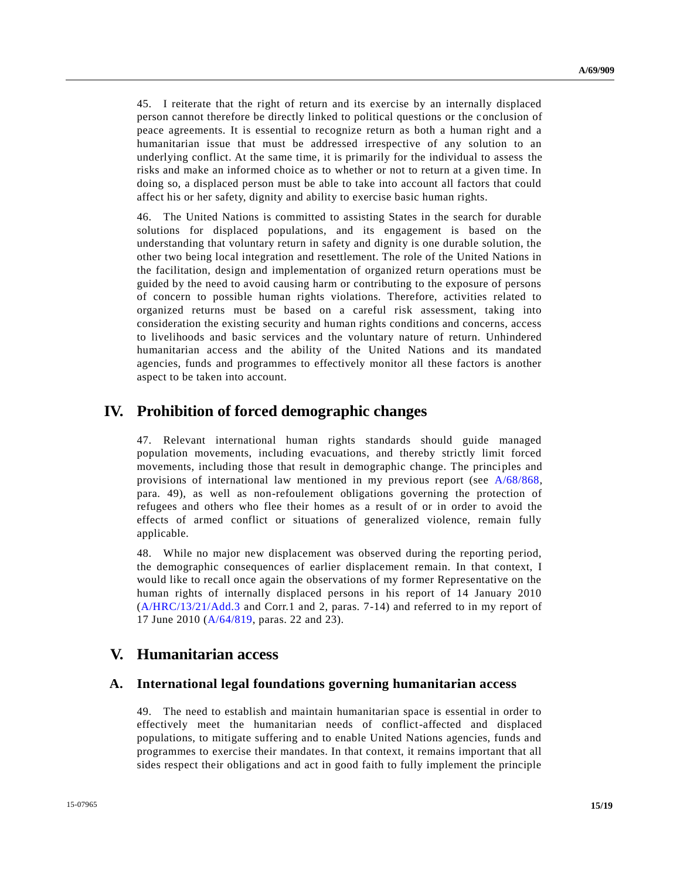45. I reiterate that the right of return and its exercise by an internally displaced person cannot therefore be directly linked to political questions or the conclusion of peace agreements. It is essential to recognize return as both a human right and a humanitarian issue that must be addressed irrespective of any solution to an underlying conflict. At the same time, it is primarily for the individual to assess the risks and make an informed choice as to whether or not to return at a given time. In doing so, a displaced person must be able to take into account all factors that could affect his or her safety, dignity and ability to exercise basic human rights.

46. The United Nations is committed to assisting States in the search for durable solutions for displaced populations, and its engagement is based on the understanding that voluntary return in safety and dignity is one durable solution, the other two being local integration and resettlement. The role of the United Nations in the facilitation, design and implementation of organized return operations must be guided by the need to avoid causing harm or contributing to the exposure of persons of concern to possible human rights violations. Therefore, activities related to organized returns must be based on a careful risk assessment, taking into consideration the existing security and human rights conditions and concerns, access to livelihoods and basic services and the voluntary nature of return. Unhindered humanitarian access and the ability of the United Nations and its mandated agencies, funds and programmes to effectively monitor all these factors is another aspect to be taken into account.

# IV. Prohibition of forced demographic changes

47. Relevant international human rights standards should guide managed population movements, including evacuations, and thereby strictly limit forced movements, including those that result in demographic change. The principles and provisions of international law mentioned in my previous report (see A/68/868, para. 49), as well as non-refoulement obligations governing the protection of refugees and others who flee their homes as a result of or in order to avoid the effects of armed conflict or situations of generalized violence, remain fully applicable.

48. While no major new displacement was observed during the reporting period, the demographic consequences of earlier displacement remain. In that context, I would like to recall once again the observations of my former Representative on the human rights of internally displaced persons in his report of 14 January 2010 (A/HRC/13/21/Add.3 and Corr.1 and 2, paras. 7-14) and referred to in my report of 17 June 2010 (A/64/819, paras. 22 and 23).

# V. Humanitarian access

## A. International legal foundations governing humanitarian access

49. The need to establish and maintain humanitarian space is essential in order to effectively meet the humanitarian needs of conflict-affected and displaced populations, to mitigate suffering and to enable United Nations agencies, funds and programmes to exercise their mandates. In that context, it remains important that all sides respect their obligations and act in good faith to fully implement the principle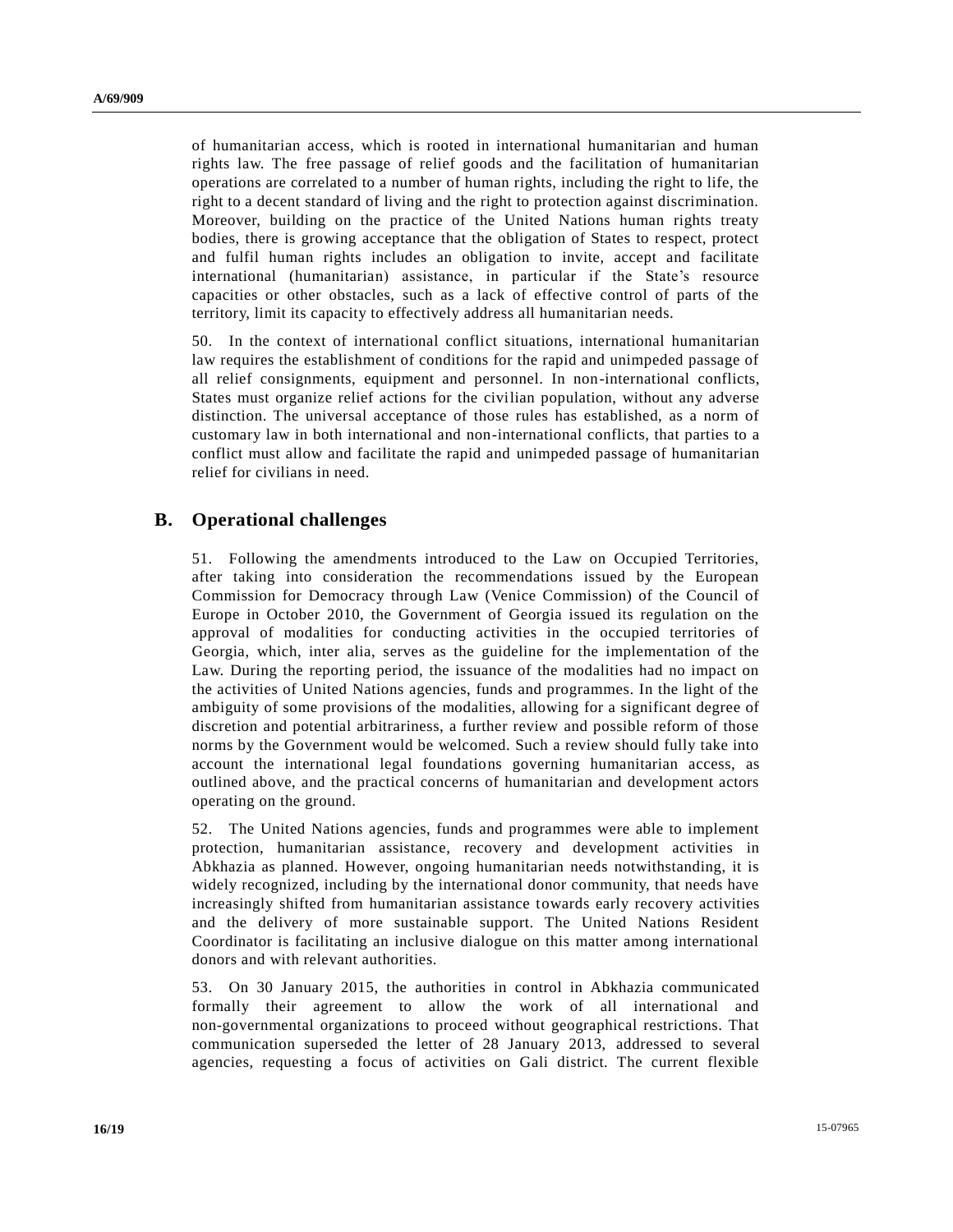of humanitarian access, which is rooted in international humanitarian and human rights law. The free passage of relief goods and the facilitation of humanitarian operations are correlated to a number of human rights, including the right to life, the right to a decent standard of living and the right to protection against discrimination. Moreover, building on the practice of the United Nations human rights treaty bodies, there is growing acceptance that the obligation of States to respect, protect and fulfil human rights includes an obligation to invite, accept and facilitate international (humanitarian) assistance, in particular if the State's resource capacities or other obstacles, such as a lack of effective control of parts of the territory, limit its capacity to effectively address all humanitarian needs.

50. In the context of international conflict situations, international humanitarian law requires the establishment of conditions for the rapid and unimpeded passage of all relief consignments, equipment and personnel. In non-international conflicts, States must organize relief actions for the civilian population, without any adverse distinction. The universal acceptance of those rules has established, as a norm of customary law in both international and non-international conflicts, that parties to a conflict must allow and facilitate the rapid and unimpeded passage of humanitarian relief for civilians in need.

## B. Operational challenges

51. Following the amendments introduced to the Law on Occupied Territories, after taking into consideration the recommendations issued by the European Commission for Democracy through Law (Venice Commission) of the Council of Europe in October 2010, the Government of Georgia issued its regulation on the approval of modalities for conducting activities in the occupied territories of Georgia, which, inter alia, serves as the guideline for the implementation of the Law. During the reporting period, the issuance of the modalities had no impact on the activities of United Nations agencies, funds and programmes. In the light of the ambiguity of some provisions of the modalities, allowing for a significant degree of discretion and potential arbitrariness, a further review and possible reform of those norms by the Government would be welcomed. Such a review should fully take into account the international legal foundations governing humanitarian access, as outlined above, and the practical concerns of humanitarian and development actors operating on the ground.

52. The United Nations agencies, funds and programmes were able to implement protection, humanitarian assistance, recovery and development activities in Abkhazia as planned. However, ongoing humanitarian needs notwithstanding, it is widely recognized, including by the international donor community, that needs have increasingly shifted from humanitarian assistance towards early recovery activities and the delivery of more sustainable support. The United Nations Resident Coordinator is facilitating an inclusive dialogue on this matter among international donors and with relevant authorities.

53. On 30 January 2015, the authorities in control in Abkhazia communicated formally their agreement to allow the work of all international and non-governmental organizations to proceed without geographical restrictions. That communication superseded the letter of 28 January 2013, addressed to several agencies, requesting a focus of activities on Gali district. The current flexible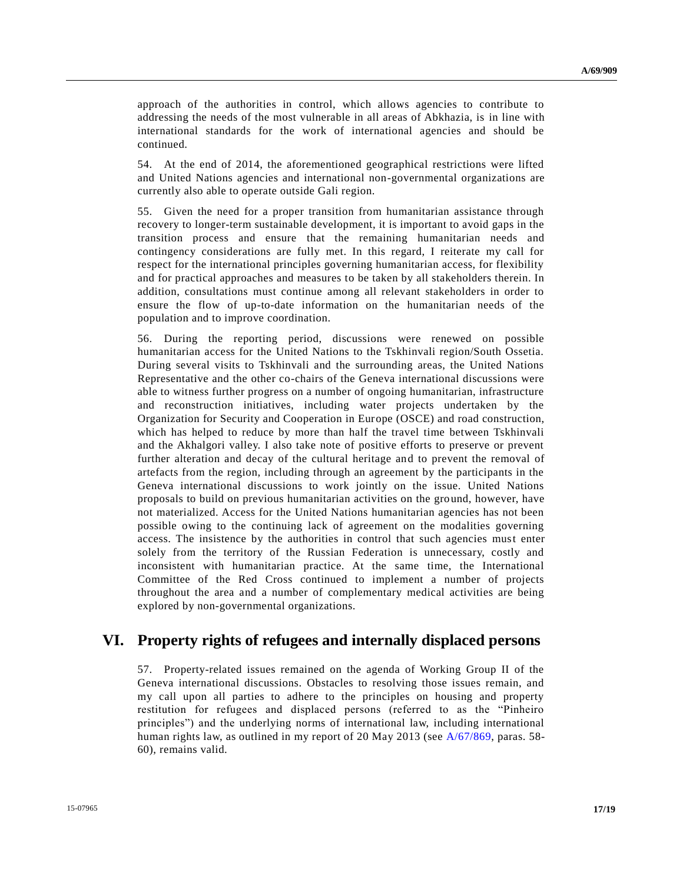approach of the authorities in control, which allows agencies to contribute to addressing the needs of the most vulnerable in all areas of Abkhazia, is in line with international standards for the work of international agencies and should be continued.

54. At the end of 2014, the aforementioned geographical restrictions were lifted and United Nations agencies and international non-governmental organizations are currently also able to operate outside Gali region.

55. Given the need for a proper transition from humanitarian assistance through recovery to longer-term sustainable development, it is important to avoid gaps in the transition process and ensure that the remaining humanitarian needs and contingency considerations are fully met. In this regard, I reiterate my call for respect for the international principles governing humanitarian access, for flexibility and for practical approaches and measures to be taken by all stakeholders therein. In addition, consultations must continue among all relevant stakeholders in order to ensure the flow of up-to-date information on the humanitarian needs of the population and to improve coordination.

56. During the reporting period, discussions were renewed on possible humanitarian access for the United Nations to the Tskhinvali region/South Ossetia. During several visits to Tskhinvali and the surrounding areas, the United Nations Representative and the other co-chairs of the Geneva international discussions were able to witness further progress on a number of ongoing humanitarian, infrastructure and reconstruction initiatives, including water projects undertaken by the Organization for Security and Cooperation in Europe (OSCE) and road construction, which has helped to reduce by more than half the travel time between Tskhinvali and the Akhalgori valley. I also take note of positive efforts to preserve or prevent further alteration and decay of the cultural heritage and to prevent the removal of artefacts from the region, including through an agreement by the participants in the Geneva international discussions to work jointly on the issue. United Nations proposals to build on previous humanitarian activities on the ground, however, have not materialized. Access for the United Nations humanitarian agencies has not been possible owing to the continuing lack of agreement on the modalities governing access. The insistence by the authorities in control that such agencies must enter solely from the territory of the Russian Federation is unnecessary, costly and inconsistent with humanitarian practice. At the same time, the International Committee of the Red Cross continued to implement a number of projects throughout the area and a number of complementary medical activities are being explored by non-governmental organizations.

## VI. Property rights of refugees and internally displaced persons

57. Property-related issues remained on the agenda of Working Group II of the Geneva international discussions. Obstacles to resolving those issues remain, and my call upon all parties to adhere to the principles on housing and property restitution for refugees and displaced persons (referred to as the "Pinheiro principles") and the underlying norms of international law, including international human rights law, as outlined in my report of 20 May 2013 (see A/67/869, paras. 58-60), remains valid.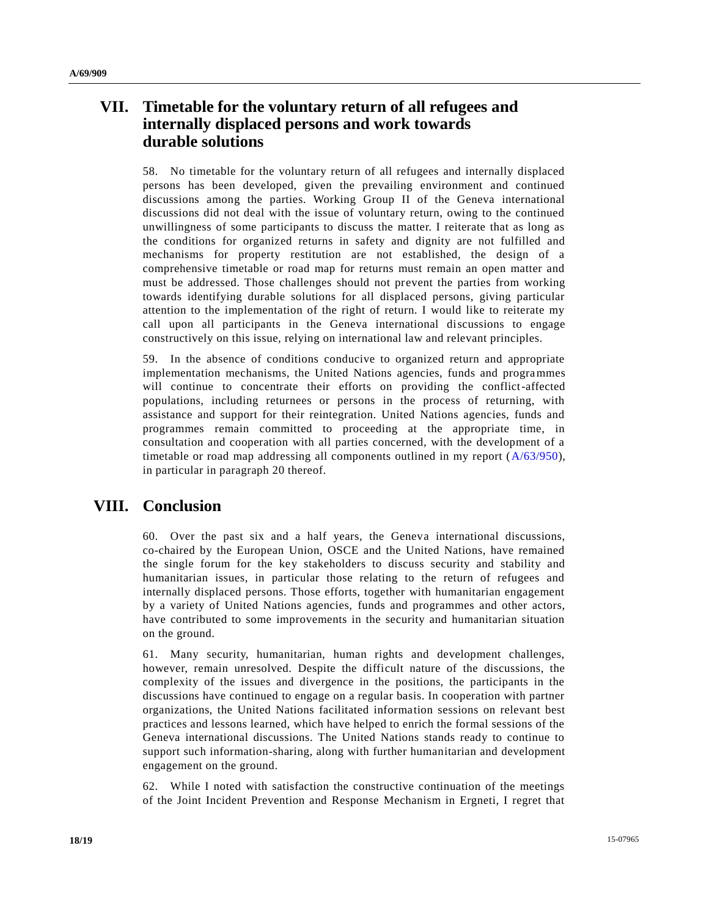## VII. Timetable for the voluntary return of all refugees and internally displaced persons and work towards durable solutions

58. No timetable for the voluntary return of all refugees and internally displaced persons has been developed, given the prevailing environment and continued discussions among the parties. Working Group II of the Geneva international discussions did not deal with the issue of voluntary return, owing to the continued unwillingness of some participants to discuss the matter. I reiterate that as long as the conditions for organized returns in safety and dignity are not fulfilled and mechanisms for property restitution are not established, the design of a comprehensive timetable or road map for returns must remain an open matter and must be addressed. Those challenges should not prevent the parties from working towards identifying durable solutions for all displaced persons, giving particular attention to the implementation of the right of return. I would like to reiterate my call upon all participants in the Geneva international discussions to engage constructively on this issue, relying on international law and relevant principles.

59. In the absence of conditions conducive to organized return and appropriate implementation mechanisms, the United Nations agencies, funds and programmes will continue to concentrate their efforts on providing the conflict-affected populations, including returnees or persons in the process of returning, with assistance and support for their reintegration. United Nations agencies, funds and programmes remain committed to proceeding at the appropriate time, in consultation and cooperation with all parties concerned, with the development of a timetable or road map addressing all components outlined in my report (A/63/950), in particular in paragraph 20 thereof.

## VIII. Conclusion

60. Over the past six and a half years, the Geneva international discussions, co-chaired by the European Union, OSCE and the United Nations, have remained the single forum for the key stakeholders to discuss security and stability and humanitarian issues, in particular those relating to the return of refugees and internally displaced persons. Those efforts, together with humanitarian engagement by a variety of United Nations agencies, funds and programmes and other actors, have contributed to some improvements in the security and humanitarian situation on the ground.

61. Many security, humanitarian, human rights and development challenges, however, remain unresolved. Despite the difficult nature of the discussions, the complexity of the issues and divergence in the positions, the participants in the discussions have continued to engage on a regular basis. In cooperation with partner organizations, the United Nations facilitated information sessions on relevant best practices and lessons learned, which have helped to enrich the formal sessions of the Geneva international discussions. The United Nations stands ready to continue to support such information-sharing, along with further humanitarian and development engagement on the ground.

62. While I noted with satisfaction the constructive continuation of the meetings of the Joint Incident Prevention and Response Mechanism in Ergneti, I regret that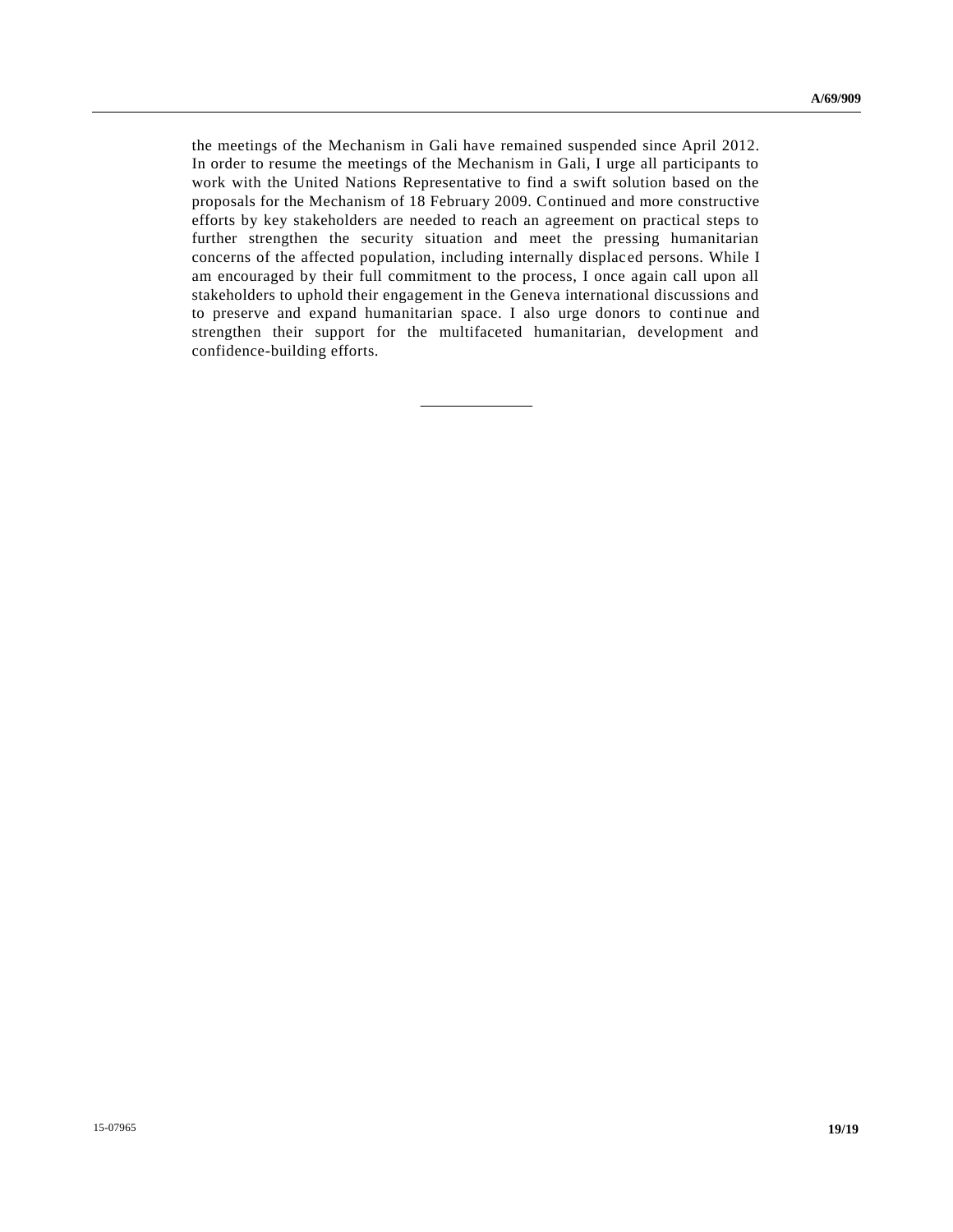the meetings of the Mechanism in Gali have remained suspended since April 2012. In order to resume the meetings of the Mechanism in Gali, I urge all participants to work with the United Nations Representative to find a swift solution based on the proposals for the Mechanism of 18 February 2009. Continued and more constructive efforts by key stakeholders are needed to reach an agreement on practical steps to further strengthen the security situation and meet the pressing humanitarian concerns of the affected population, including internally displaced persons. While I am encouraged by their full commitment to the process, I once again call upon all stakeholders to uphold their engagement in the Geneva international discussions and to preserve and expand humanitarian space. I also urge donors to continue and strengthen their support for the multifaceted humanitarian, development and confidence-building efforts.